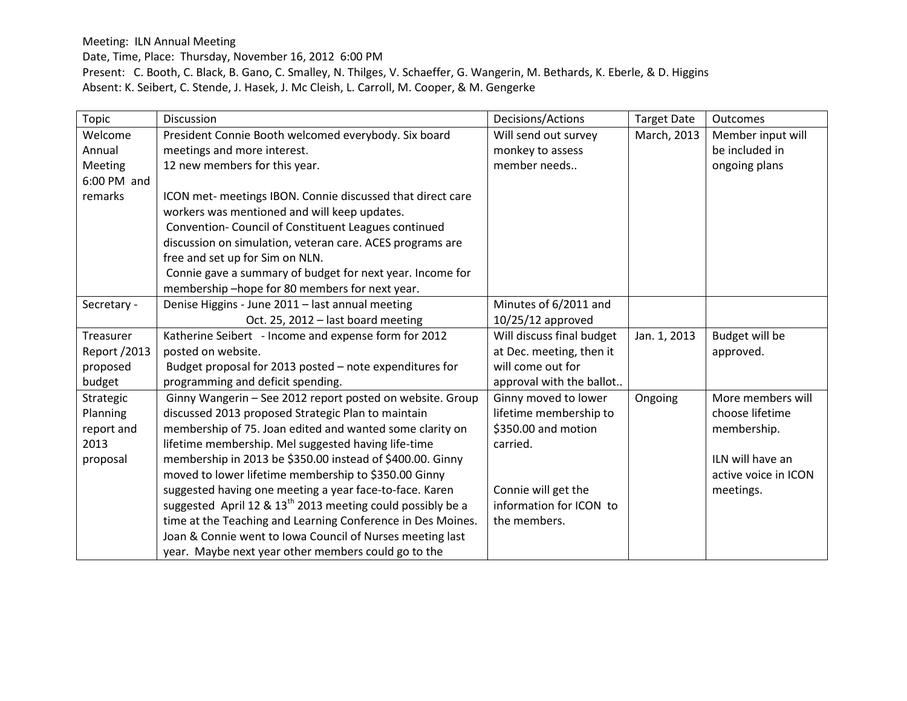Meeting: ILN Annual Meeting
Date, Time, Place: Thursday, November 16, 2012 6:00 PM
Present: C. Booth, C. Black, B. Gano, C. Smalley, N. Thilges, V. Schaeffer, G. Wangerin, M. Bethards, K. Eberle, & D. Higgins
Absent: K. Seibert, C. Stende, J. Hasek, J. Mc Cleish, L. Carroll, M. Cooper, & M. Gengerke

| Topic | Discussion | Decisions/Actions | Target Date | Outcomes |
|---|---|---|---|---|
| Welcome Annual Meeting 6:00 PM and remarks | President Connie Booth welcomed everybody. Six board meetings and more interest.<br>12 new members for this year.<br><br>ICON met- meetings IBON. Connie discussed that direct care workers was mentioned and will keep updates.<br>Convention- Council of Constituent Leagues continued discussion on simulation, veteran care. ACES programs are free and set up for Sim on NLN.<br>Connie gave a summary of budget for next year. Income for membership –hope for 80 members for next year. | Will send out survey monkey to assess member needs.. | March, 2013 | Member input will be included in ongoing plans |
| Secretary - | Denise Higgins - June 2011 – last annual meeting<br>Oct. 25, 2012 – last board meeting | Minutes of 6/2011 and 10/25/12 approved | | |
| Treasurer Report /2013 proposed budget | Katherine Seibert - Income and expense form for 2012 posted on website.<br>Budget proposal for 2013 posted – note expenditures for programming and deficit spending. | Will discuss final budget at Dec. meeting, then it will come out for approval with the ballot.. | Jan. 1, 2013 | Budget will be approved. |
| Strategic Planning report and 2013 proposal | Ginny Wangerin – See 2012 report posted on website. Group discussed 2013 proposed Strategic Plan to maintain membership of 75. Joan edited and wanted some clarity on lifetime membership. Mel suggested having life-time membership in 2013 be $350.00 instead of $400.00. Ginny moved to lower lifetime membership to $350.00 Ginny suggested having one meeting a year face-to-face. Karen suggested April 12 & 13th 2013 meeting could possibly be a time at the Teaching and Learning Conference in Des Moines. Joan & Connie went to Iowa Council of Nurses meeting last year. Maybe next year other members could go to the | Ginny moved to lower lifetime membership to $350.00 and motion carried.<br><br>Connie will get the information for ICON to the members. | Ongoing | More members will choose lifetime membership.<br><br>ILN will have an active voice in ICON meetings. |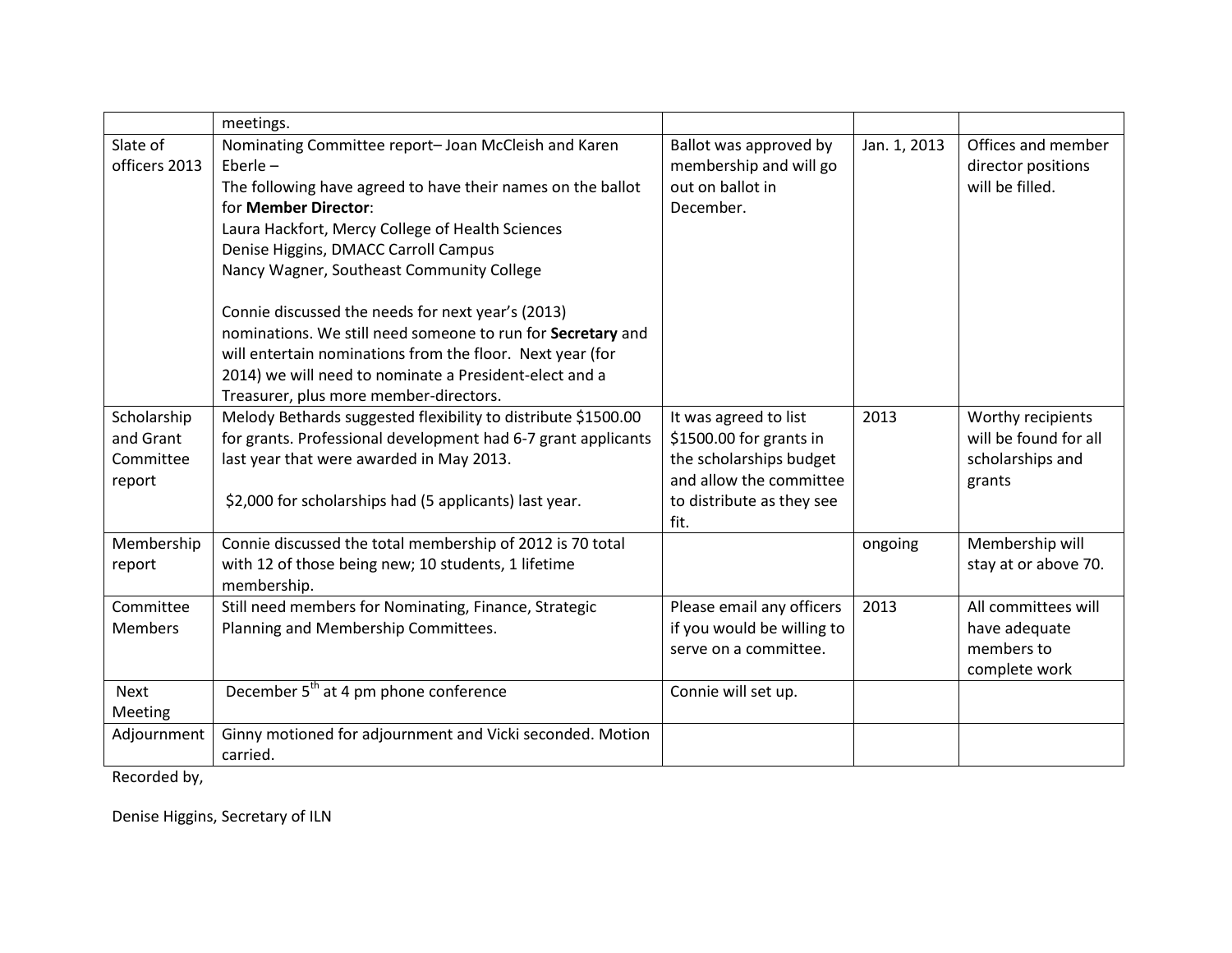| | | | | |
|---|---|---|---|---|
| | meetings. | | | |
| Slate of officers 2013 | Nominating Committee report– Joan McCleish and Karen Eberle – The following have agreed to have their names on the ballot for **Member Director**: Laura Hackfort, Mercy College of Health Sciences Denise Higgins, DMACC Carroll Campus Nancy Wagner, Southeast Community College<br><br>Connie discussed the needs for next year's (2013) nominations. We still need someone to run for **Secretary** and will entertain nominations from the floor. Next year (for 2014) we will need to nominate a President-elect and a Treasurer, plus more member-directors. | Ballot was approved by membership and will go out on ballot in December. | Jan. 1, 2013 | Offices and member director positions will be filled. |
| Scholarship and Grant Committee report | Melody Bethards suggested flexibility to distribute $1500.00 for grants. Professional development had 6-7 grant applicants last year that were awarded in May 2013.<br><br>$2,000 for scholarships had (5 applicants) last year. | It was agreed to list $1500.00 for grants in the scholarships budget and allow the committee to distribute as they see fit. | 2013 | Worthy recipients will be found for all scholarships and grants |
| Membership report | Connie discussed the total membership of 2012 is 70 total with 12 of those being new; 10 students, 1 lifetime membership. | | ongoing | Membership will stay at or above 70. |
| Committee Members | Still need members for Nominating, Finance, Strategic Planning and Membership Committees. | Please email any officers if you would be willing to serve on a committee. | 2013 | All committees will have adequate members to complete work |
| Next Meeting | December 5th at 4 pm phone conference | Connie will set up. | | |
| Adjournment | Ginny motioned for adjournment and Vicki seconded. Motion carried. | | | |

Recorded by,

Denise Higgins, Secretary of ILN